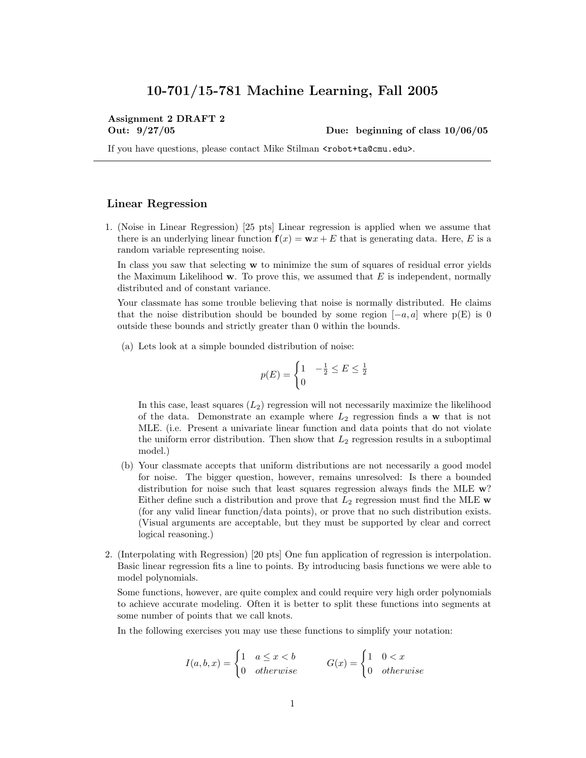# 10-701/15-781 Machine Learning, Fall 2005

**Assignment 2 DRAFT 2**
**Out: 9/27/05** **Due: beginning of class 10/06/05**

If you have questions, please contact Mike Stilman <robot+ta@cmu.edu>.

---

## Linear Regression

1. (Noise in Linear Regression) [25 pts] Linear regression is applied when we assume that there is an underlying linear function $\mathbf{f}(x) = \mathbf{w}x + E$ that is generating data. Here, $E$ is a random variable representing noise.

   In class you saw that selecting $\mathbf{w}$ to minimize the sum of squares of residual error yields the Maximum Likelihood $\mathbf{w}$. To prove this, we assumed that $E$ is independent, normally distributed and of constant variance.

   Your classmate has some trouble believing that noise is normally distributed. He claims that the noise distribution should be bounded by some region $[-a, a]$ where p(E) is 0 outside these bounds and strictly greater than 0 within the bounds.

   (a) Lets look at a simple bounded distribution of noise:

   $$p(E) = \begin{cases} 1 & -\frac{1}{2} \leq E \leq \frac{1}{2} \\ 0 & \end{cases}$$

   In this case, least squares ($L_2$) regression will not necessarily maximize the likelihood of the data. Demonstrate an example where $L_2$ regression finds a $\mathbf{w}$ that is not MLE. (i.e. Present a univariate linear function and data points that do not violate the uniform error distribution. Then show that $L_2$ regression results in a suboptimal model.)

   (b) Your classmate accepts that uniform distributions are not necessarily a good model for noise. The bigger question, however, remains unresolved: Is there a bounded distribution for noise such that least squares regression always finds the MLE $\mathbf{w}$? Either define such a distribution and prove that $L_2$ regression must find the MLE $\mathbf{w}$ (for any valid linear function/data points), or prove that no such distribution exists. (Visual arguments are acceptable, but they must be supported by clear and correct logical reasoning.)

2. (Interpolating with Regression) [20 pts] One fun application of regression is interpolation. Basic linear regression fits a line to points. By introducing basis functions we were able to model polynomials.

   Some functions, however, are quite complex and could require very high order polynomials to achieve accurate modeling. Often it is better to split these functions into segments at some number of points that we call knots.

   In the following exercises you may use these functions to simplify your notation:

   $$I(a, b, x) = \begin{cases} 1 & a \leq x < b \\ 0 & otherwise \end{cases} \qquad G(x) = \begin{cases} 1 & 0 < x \\ 0 & otherwise \end{cases}$$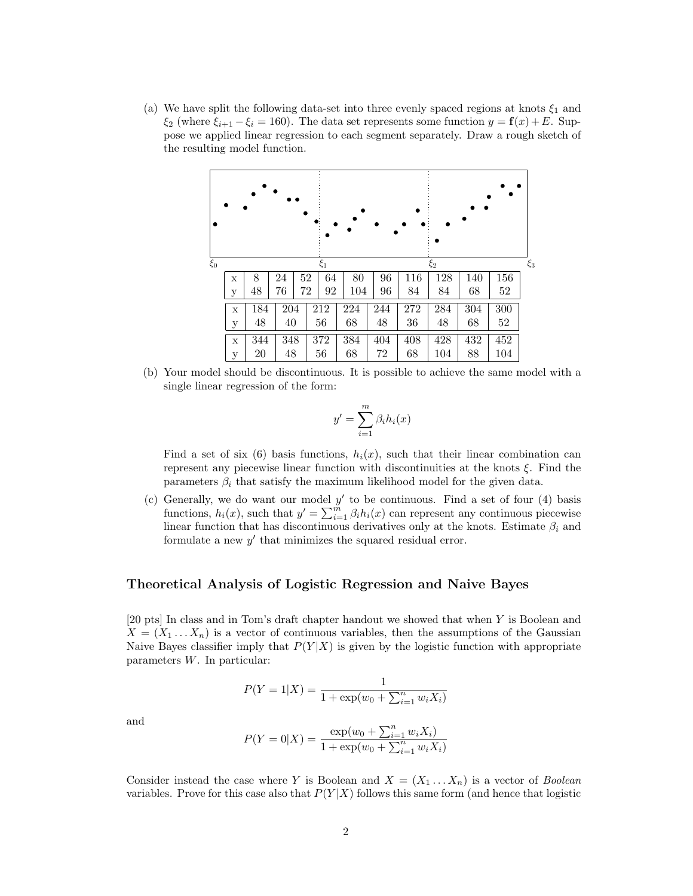(a) We have split the following data-set into three evenly spaced regions at knots $\xi_1$ and $\xi_2$ (where $\xi_{i+1} - \xi_i = 160$). The data set represents some function $y = \mathbf{f}(x) + E$. Suppose we applied linear regression to each segment separately. Draw a rough sketch of the resulting model function.

$\xi_0$ $\xi_1$ $\xi_2$ $\xi_3$

| x | 8 | 24 | 52 | 64 | 80 | 96 | 116 | 128 | 140 | 156 |
|---|---|---|---|---|---|---|---|---|---|---|
| y | 48 | 76 | 72 | 92 | 104 | 96 | 84 | 84 | 68 | 52 |

| x | 184 | 204 | 212 | 224 | 244 | 272 | 284 | 304 | 300 |
|---|---|---|---|---|---|---|---|---|---|
| y | 48 | 40 | 56 | 68 | 48 | 36 | 48 | 68 | 52 |

| x | 344 | 348 | 372 | 384 | 404 | 408 | 428 | 432 | 452 |
|---|---|---|---|---|---|---|---|---|---|
| y | 20 | 48 | 56 | 68 | 72 | 68 | 104 | 88 | 104 |

(b) Your model should be discontinuous. It is possible to achieve the same model with a single linear regression of the form:

$$y' = \sum_{i=1}^{m} \beta_i h_i(x)$$

Find a set of six (6) basis functions, $h_i(x)$, such that their linear combination can represent any piecewise linear function with discontinuities at the knots $\xi$. Find the parameters $\beta_i$ that satisfy the maximum likelihood model for the given data.

(c) Generally, we do want our model $y'$ to be continuous. Find a set of four (4) basis functions, $h_i(x)$, such that $y' = \sum_{i=1}^{m} \beta_i h_i(x)$ can represent any continuous piecewise linear function that has discontinuous derivatives only at the knots. Estimate $\beta_i$ and formulate a new $y'$ that minimizes the squared residual error.

### Theoretical Analysis of Logistic Regression and Naive Bayes

[20 pts] In class and in Tom's draft chapter handout we showed that when $Y$ is Boolean and $X = (X_1 \ldots X_n)$ is a vector of continuous variables, then the assumptions of the Gaussian Naive Bayes classifier imply that $P(Y|X)$ is given by the logistic function with appropriate parameters $W$. In particular:

$$P(Y = 1|X) = \frac{1}{1 + \exp(w_0 + \sum_{i=1}^{n} w_i X_i)}$$

and

$$P(Y = 0|X) = \frac{\exp(w_0 + \sum_{i=1}^{n} w_i X_i)}{1 + \exp(w_0 + \sum_{i=1}^{n} w_i X_i)}$$

Consider instead the case where $Y$ is Boolean and $X = (X_1 \ldots X_n)$ is a vector of *Boolean* variables. Prove for this case also that $P(Y|X)$ follows this same form (and hence that logistic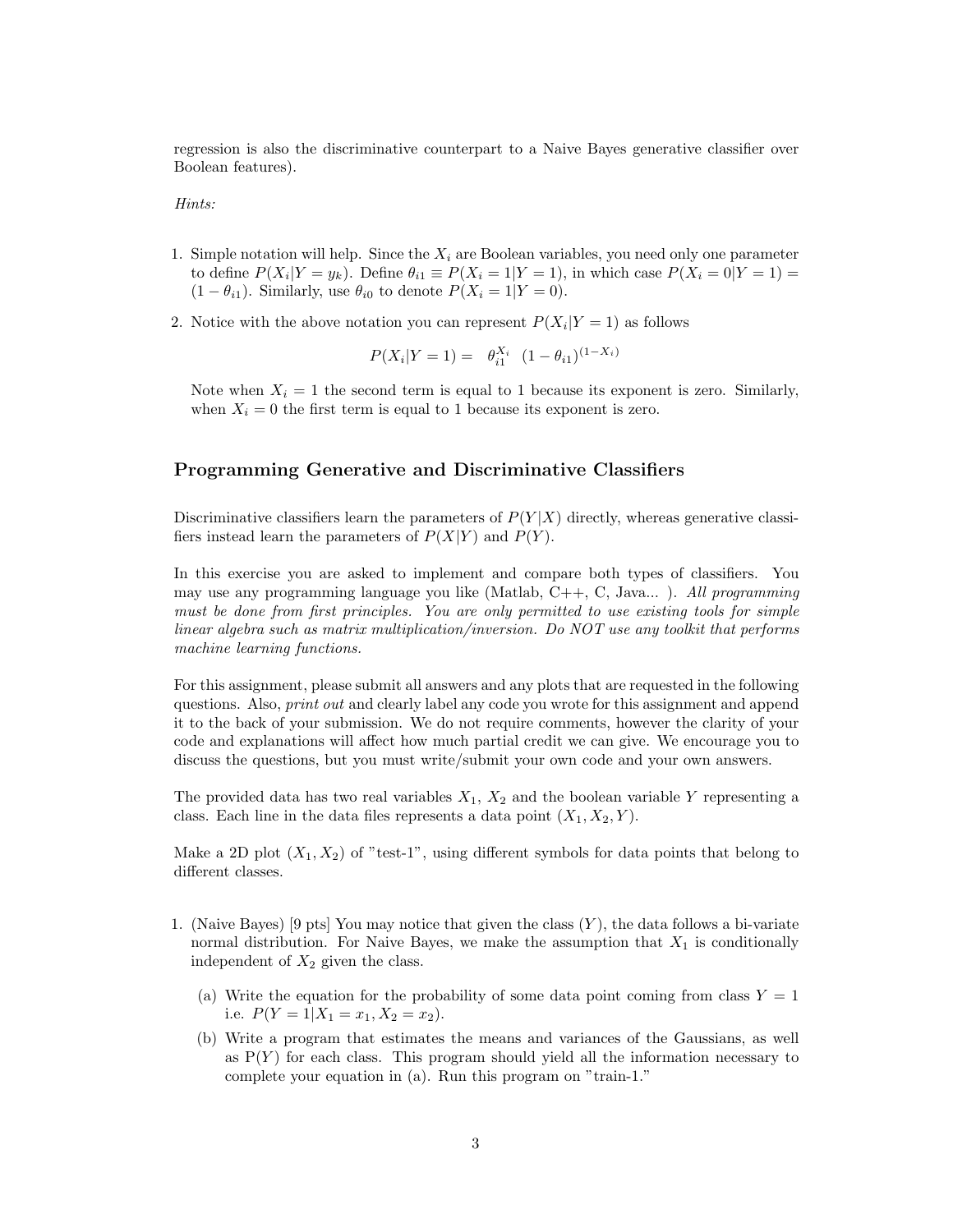regression is also the discriminative counterpart to a Naive Bayes generative classifier over Boolean features).

*Hints:*

1. Simple notation will help. Since the $X_i$ are Boolean variables, you need only one parameter to define $P(X_i|Y = y_k)$. Define $\theta_{i1} \equiv P(X_i = 1|Y = 1)$, in which case $P(X_i = 0|Y = 1) = (1 - \theta_{i1})$. Similarly, use $\theta_{i0}$ to denote $P(X_i = 1|Y = 0)$.

2. Notice with the above notation you can represent $P(X_i|Y = 1)$ as follows

$$P(X_i|Y = 1) = \theta_{i1}^{X_i} \; (1 - \theta_{i1})^{(1-X_i)}$$

   Note when $X_i = 1$ the second term is equal to 1 because its exponent is zero. Similarly, when $X_i = 0$ the first term is equal to 1 because its exponent is zero.

## Programming Generative and Discriminative Classifiers

Discriminative classifiers learn the parameters of $P(Y|X)$ directly, whereas generative classifiers instead learn the parameters of $P(X|Y)$ and $P(Y)$.

In this exercise you are asked to implement and compare both types of classifiers. You may use any programming language you like (Matlab, C++, C, Java... ). *All programming must be done from first principles. You are only permitted to use existing tools for simple linear algebra such as matrix multiplication/inversion. Do NOT use any toolkit that performs machine learning functions.*

For this assignment, please submit all answers and any plots that are requested in the following questions. Also, *print out* and clearly label any code you wrote for this assignment and append it to the back of your submission. We do not require comments, however the clarity of your code and explanations will affect how much partial credit we can give. We encourage you to discuss the questions, but you must write/submit your own code and your own answers.

The provided data has two real variables $X_1$, $X_2$ and the boolean variable $Y$ representing a class. Each line in the data files represents a data point $(X_1, X_2, Y)$.

Make a 2D plot $(X_1, X_2)$ of "test-1", using different symbols for data points that belong to different classes.

1. (Naive Bayes) [9 pts] You may notice that given the class ($Y$), the data follows a bi-variate normal distribution. For Naive Bayes, we make the assumption that $X_1$ is conditionally independent of $X_2$ given the class.

   (a) Write the equation for the probability of some data point coming from class $Y = 1$ i.e. $P(Y = 1|X_1 = x_1, X_2 = x_2)$.

   (b) Write a program that estimates the means and variances of the Gaussians, as well as P($Y$) for each class. This program should yield all the information necessary to complete your equation in (a). Run this program on "train-1."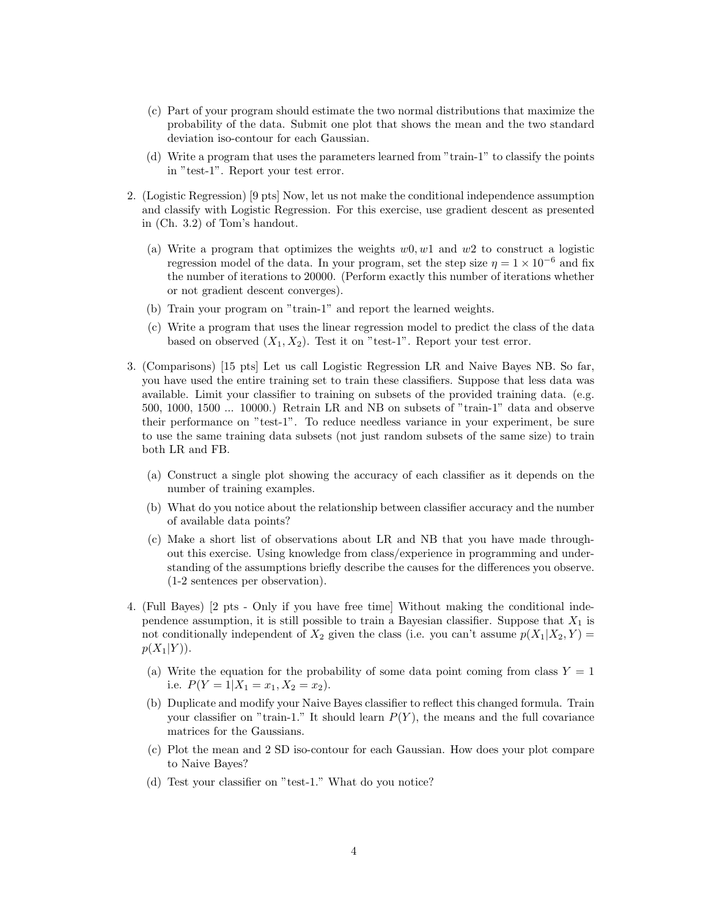(c) Part of your program should estimate the two normal distributions that maximize the probability of the data. Submit one plot that shows the mean and the two standard deviation iso-contour for each Gaussian.

(d) Write a program that uses the parameters learned from "train-1" to classify the points in "test-1". Report your test error.

2. (Logistic Regression) [9 pts] Now, let us not make the conditional independence assumption and classify with Logistic Regression. For this exercise, use gradient descent as presented in (Ch. 3.2) of Tom's handout.

   (a) Write a program that optimizes the weights $w0, w1$ and $w2$ to construct a logistic regression model of the data. In your program, set the step size $\eta = 1 \times 10^{-6}$ and fix the number of iterations to 20000. (Perform exactly this number of iterations whether or not gradient descent converges).

   (b) Train your program on "train-1" and report the learned weights.

   (c) Write a program that uses the linear regression model to predict the class of the data based on observed $(X_1, X_2)$. Test it on "test-1". Report your test error.

3. (Comparisons) [15 pts] Let us call Logistic Regression LR and Naive Bayes NB. So far, you have used the entire training set to train these classifiers. Suppose that less data was available. Limit your classifier to training on subsets of the provided training data. (e.g. 500, 1000, 1500 ... 10000.) Retrain LR and NB on subsets of "train-1" data and observe their performance on "test-1". To reduce needless variance in your experiment, be sure to use the same training data subsets (not just random subsets of the same size) to train both LR and FB.

   (a) Construct a single plot showing the accuracy of each classifier as it depends on the number of training examples.

   (b) What do you notice about the relationship between classifier accuracy and the number of available data points?

   (c) Make a short list of observations about LR and NB that you have made throughout this exercise. Using knowledge from class/experience in programming and understanding of the assumptions briefly describe the causes for the differences you observe. (1-2 sentences per observation).

4. (Full Bayes) [2 pts - Only if you have free time] Without making the conditional independence assumption, it is still possible to train a Bayesian classifier. Suppose that $X_1$ is not conditionally independent of $X_2$ given the class (i.e. you can't assume $p(X_1|X_2, Y) = p(X_1|Y)$).

   (a) Write the equation for the probability of some data point coming from class $Y = 1$ i.e. $P(Y = 1|X_1 = x_1, X_2 = x_2)$.

   (b) Duplicate and modify your Naive Bayes classifier to reflect this changed formula. Train your classifier on "train-1." It should learn $P(Y)$, the means and the full covariance matrices for the Gaussians.

   (c) Plot the mean and 2 SD iso-contour for each Gaussian. How does your plot compare to Naive Bayes?

   (d) Test your classifier on "test-1." What do you notice?